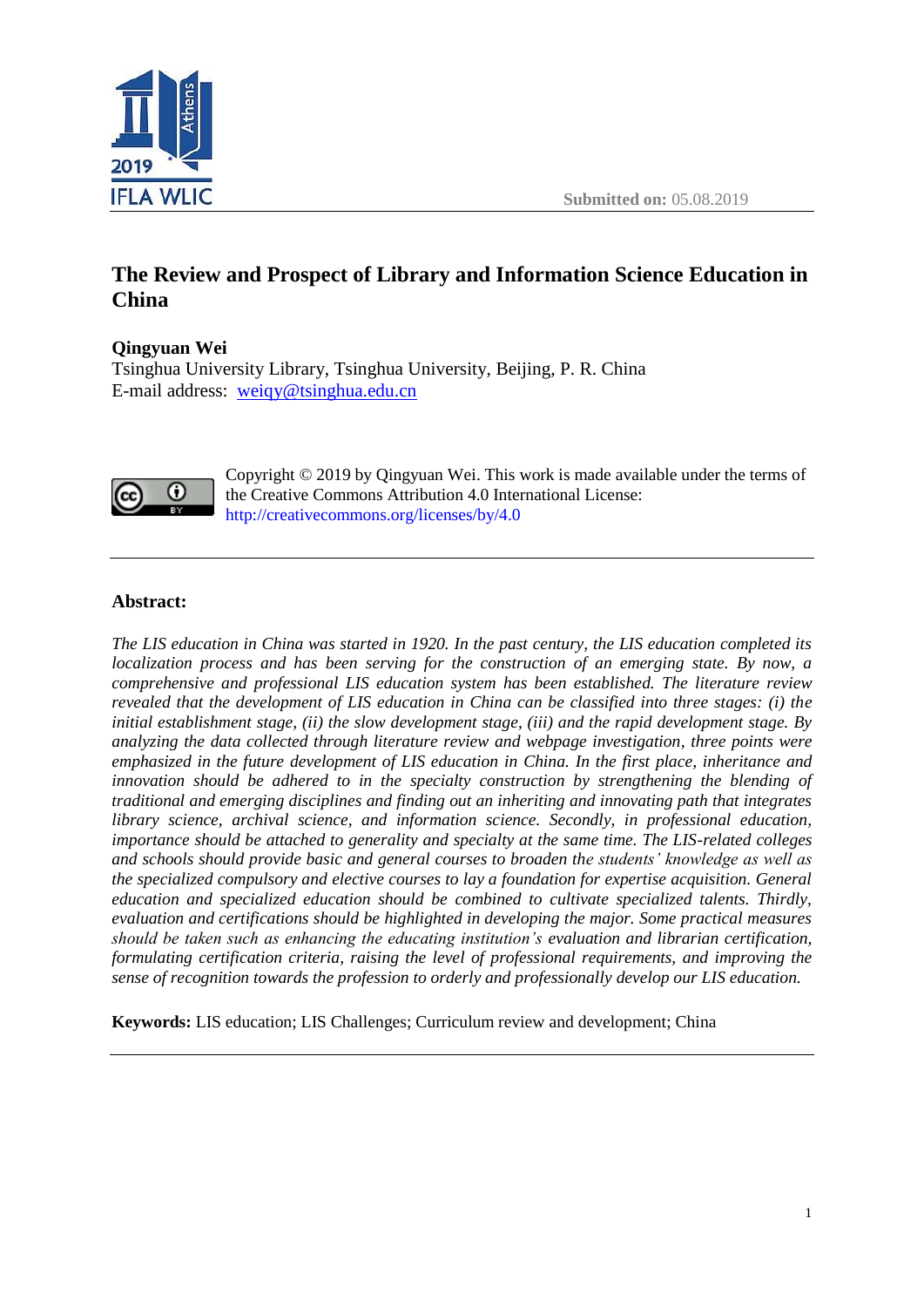**Submitted on:** 05.08.2019

# The Review and Prospect of Library and Information Science Education in China

**Qingyuan Wei**
Tsinghua University Library, Tsinghua University, Beijing, P. R. China
E-mail address: weiqy@tsinghua.edu.cn

Copyright © 2019 by Qingyuan Wei. This work is made available under the terms of the Creative Commons Attribution 4.0 International License: http://creativecommons.org/licenses/by/4.0

---

**Abstract:**

*The LIS education in China was started in 1920. In the past century, the LIS education completed its localization process and has been serving for the construction of an emerging state. By now, a comprehensive and professional LIS education system has been established. The literature review revealed that the development of LIS education in China can be classified into three stages: (i) the initial establishment stage, (ii) the slow development stage, (iii) and the rapid development stage. By analyzing the data collected through literature review and webpage investigation, three points were emphasized in the future development of LIS education in China. In the first place, inheritance and innovation should be adhered to in the specialty construction by strengthening the blending of traditional and emerging disciplines and finding out an inheriting and innovating path that integrates library science, archival science, and information science. Secondly, in professional education, importance should be attached to generality and specialty at the same time. The LIS-related colleges and schools should provide basic and general courses to broaden the students' knowledge as well as the specialized compulsory and elective courses to lay a foundation for expertise acquisition. General education and specialized education should be combined to cultivate specialized talents. Thirdly, evaluation and certifications should be highlighted in developing the major. Some practical measures should be taken such as enhancing the educating institution's evaluation and librarian certification, formulating certification criteria, raising the level of professional requirements, and improving the sense of recognition towards the profession to orderly and professionally develop our LIS education.*

**Keywords:** LIS education; LIS Challenges; Curriculum review and development; China

---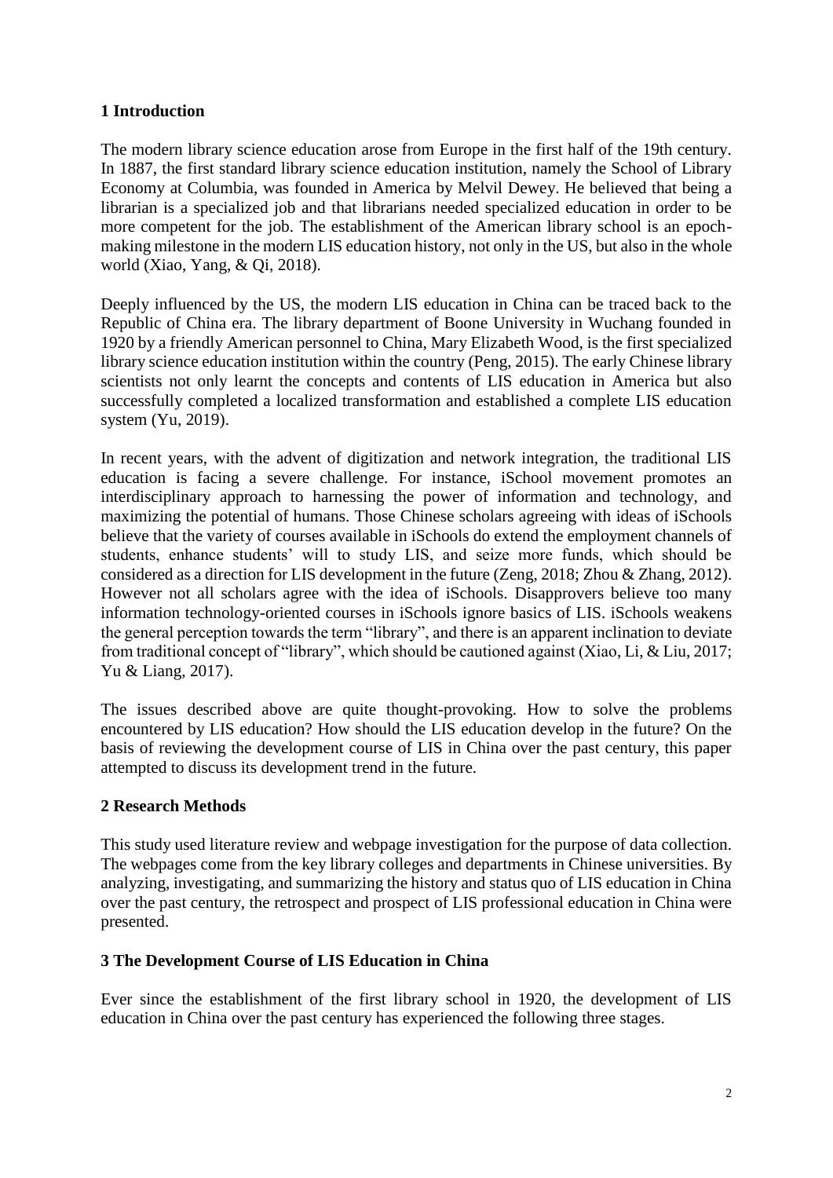## 1 Introduction

The modern library science education arose from Europe in the first half of the 19th century. In 1887, the first standard library science education institution, namely the School of Library Economy at Columbia, was founded in America by Melvil Dewey. He believed that being a librarian is a specialized job and that librarians needed specialized education in order to be more competent for the job. The establishment of the American library school is an epoch-making milestone in the modern LIS education history, not only in the US, but also in the whole world (Xiao, Yang, & Qi, 2018).

Deeply influenced by the US, the modern LIS education in China can be traced back to the Republic of China era. The library department of Boone University in Wuchang founded in 1920 by a friendly American personnel to China, Mary Elizabeth Wood, is the first specialized library science education institution within the country (Peng, 2015). The early Chinese library scientists not only learnt the concepts and contents of LIS education in America but also successfully completed a localized transformation and established a complete LIS education system (Yu, 2019).

In recent years, with the advent of digitization and network integration, the traditional LIS education is facing a severe challenge. For instance, iSchool movement promotes an interdisciplinary approach to harnessing the power of information and technology, and maximizing the potential of humans. Those Chinese scholars agreeing with ideas of iSchools believe that the variety of courses available in iSchools do extend the employment channels of students, enhance students' will to study LIS, and seize more funds, which should be considered as a direction for LIS development in the future (Zeng, 2018; Zhou & Zhang, 2012). However not all scholars agree with the idea of iSchools. Disapprovers believe too many information technology-oriented courses in iSchools ignore basics of LIS. iSchools weakens the general perception towards the term "library", and there is an apparent inclination to deviate from traditional concept of "library", which should be cautioned against (Xiao, Li, & Liu, 2017; Yu & Liang, 2017).

The issues described above are quite thought-provoking. How to solve the problems encountered by LIS education? How should the LIS education develop in the future? On the basis of reviewing the development course of LIS in China over the past century, this paper attempted to discuss its development trend in the future.

## 2 Research Methods

This study used literature review and webpage investigation for the purpose of data collection. The webpages come from the key library colleges and departments in Chinese universities. By analyzing, investigating, and summarizing the history and status quo of LIS education in China over the past century, the retrospect and prospect of LIS professional education in China were presented.

## 3 The Development Course of LIS Education in China

Ever since the establishment of the first library school in 1920, the development of LIS education in China over the past century has experienced the following three stages.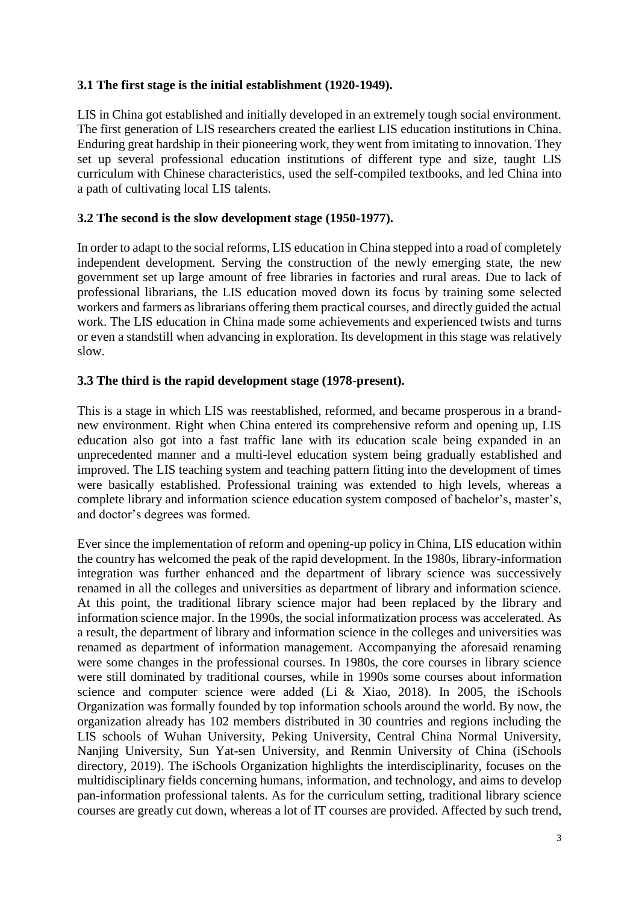### 3.1 The first stage is the initial establishment (1920-1949).

LIS in China got established and initially developed in an extremely tough social environment. The first generation of LIS researchers created the earliest LIS education institutions in China. Enduring great hardship in their pioneering work, they went from imitating to innovation. They set up several professional education institutions of different type and size, taught LIS curriculum with Chinese characteristics, used the self-compiled textbooks, and led China into a path of cultivating local LIS talents.

### 3.2 The second is the slow development stage (1950-1977).

In order to adapt to the social reforms, LIS education in China stepped into a road of completely independent development. Serving the construction of the newly emerging state, the new government set up large amount of free libraries in factories and rural areas. Due to lack of professional librarians, the LIS education moved down its focus by training some selected workers and farmers as librarians offering them practical courses, and directly guided the actual work. The LIS education in China made some achievements and experienced twists and turns or even a standstill when advancing in exploration. Its development in this stage was relatively slow.

### 3.3 The third is the rapid development stage (1978-present).

This is a stage in which LIS was reestablished, reformed, and became prosperous in a brand-new environment. Right when China entered its comprehensive reform and opening up, LIS education also got into a fast traffic lane with its education scale being expanded in an unprecedented manner and a multi-level education system being gradually established and improved. The LIS teaching system and teaching pattern fitting into the development of times were basically established. Professional training was extended to high levels, whereas a complete library and information science education system composed of bachelor's, master's, and doctor's degrees was formed.

Ever since the implementation of reform and opening-up policy in China, LIS education within the country has welcomed the peak of the rapid development. In the 1980s, library-information integration was further enhanced and the department of library science was successively renamed in all the colleges and universities as department of library and information science. At this point, the traditional library science major had been replaced by the library and information science major. In the 1990s, the social informatization process was accelerated. As a result, the department of library and information science in the colleges and universities was renamed as department of information management. Accompanying the aforesaid renaming were some changes in the professional courses. In 1980s, the core courses in library science were still dominated by traditional courses, while in 1990s some courses about information science and computer science were added (Li & Xiao, 2018). In 2005, the iSchools Organization was formally founded by top information schools around the world. By now, the organization already has 102 members distributed in 30 countries and regions including the LIS schools of Wuhan University, Peking University, Central China Normal University, Nanjing University, Sun Yat-sen University, and Renmin University of China (iSchools directory, 2019). The iSchools Organization highlights the interdisciplinarity, focuses on the multidisciplinary fields concerning humans, information, and technology, and aims to develop pan-information professional talents. As for the curriculum setting, traditional library science courses are greatly cut down, whereas a lot of IT courses are provided. Affected by such trend,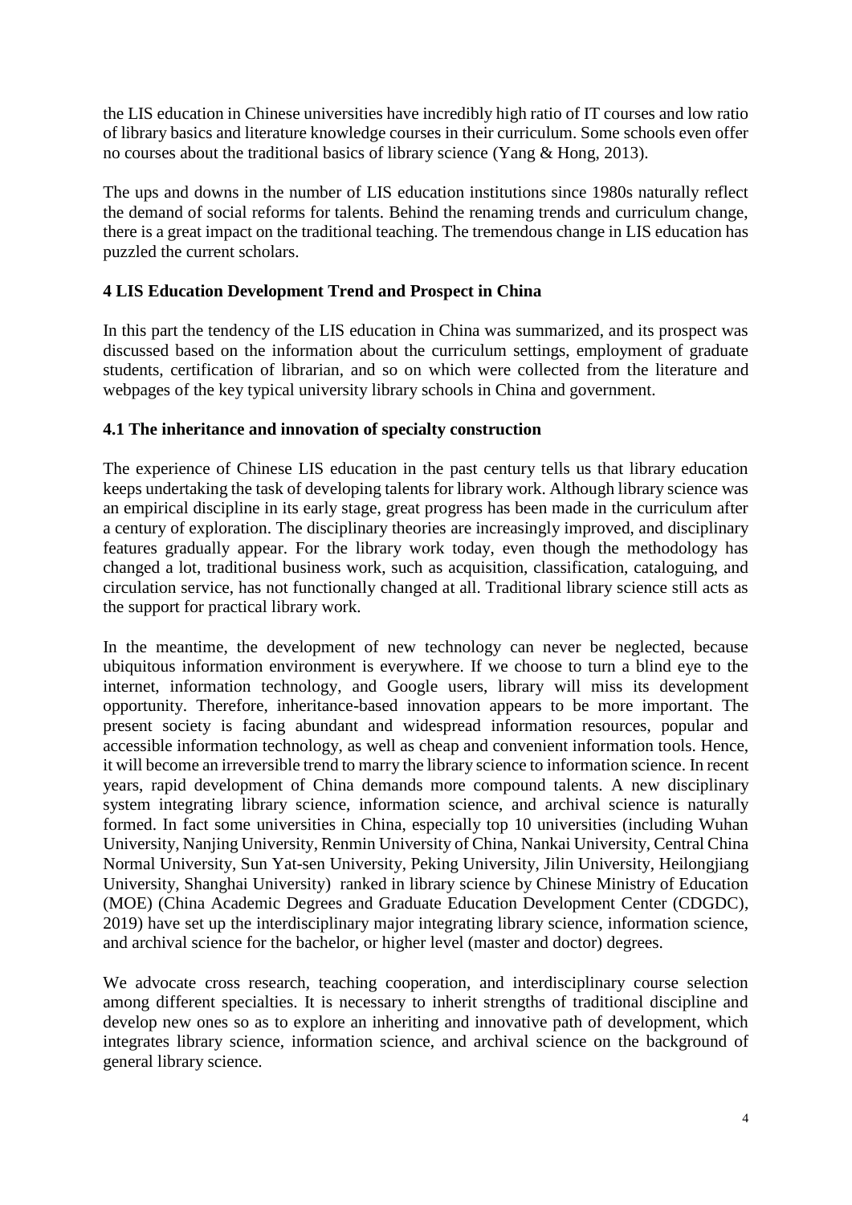the LIS education in Chinese universities have incredibly high ratio of IT courses and low ratio of library basics and literature knowledge courses in their curriculum. Some schools even offer no courses about the traditional basics of library science (Yang & Hong, 2013).

The ups and downs in the number of LIS education institutions since 1980s naturally reflect the demand of social reforms for talents. Behind the renaming trends and curriculum change, there is a great impact on the traditional teaching. The tremendous change in LIS education has puzzled the current scholars.

## 4 LIS Education Development Trend and Prospect in China

In this part the tendency of the LIS education in China was summarized, and its prospect was discussed based on the information about the curriculum settings, employment of graduate students, certification of librarian, and so on which were collected from the literature and webpages of the key typical university library schools in China and government.

### 4.1 The inheritance and innovation of specialty construction

The experience of Chinese LIS education in the past century tells us that library education keeps undertaking the task of developing talents for library work. Although library science was an empirical discipline in its early stage, great progress has been made in the curriculum after a century of exploration. The disciplinary theories are increasingly improved, and disciplinary features gradually appear. For the library work today, even though the methodology has changed a lot, traditional business work, such as acquisition, classification, cataloguing, and circulation service, has not functionally changed at all. Traditional library science still acts as the support for practical library work.

In the meantime, the development of new technology can never be neglected, because ubiquitous information environment is everywhere. If we choose to turn a blind eye to the internet, information technology, and Google users, library will miss its development opportunity. Therefore, inheritance-based innovation appears to be more important. The present society is facing abundant and widespread information resources, popular and accessible information technology, as well as cheap and convenient information tools. Hence, it will become an irreversible trend to marry the library science to information science. In recent years, rapid development of China demands more compound talents. A new disciplinary system integrating library science, information science, and archival science is naturally formed. In fact some universities in China, especially top 10 universities (including Wuhan University, Nanjing University, Renmin University of China, Nankai University, Central China Normal University, Sun Yat-sen University, Peking University, Jilin University, Heilongjiang University, Shanghai University) ranked in library science by Chinese Ministry of Education (MOE) (China Academic Degrees and Graduate Education Development Center (CDGDC), 2019) have set up the interdisciplinary major integrating library science, information science, and archival science for the bachelor, or higher level (master and doctor) degrees.

We advocate cross research, teaching cooperation, and interdisciplinary course selection among different specialties. It is necessary to inherit strengths of traditional discipline and develop new ones so as to explore an inheriting and innovative path of development, which integrates library science, information science, and archival science on the background of general library science.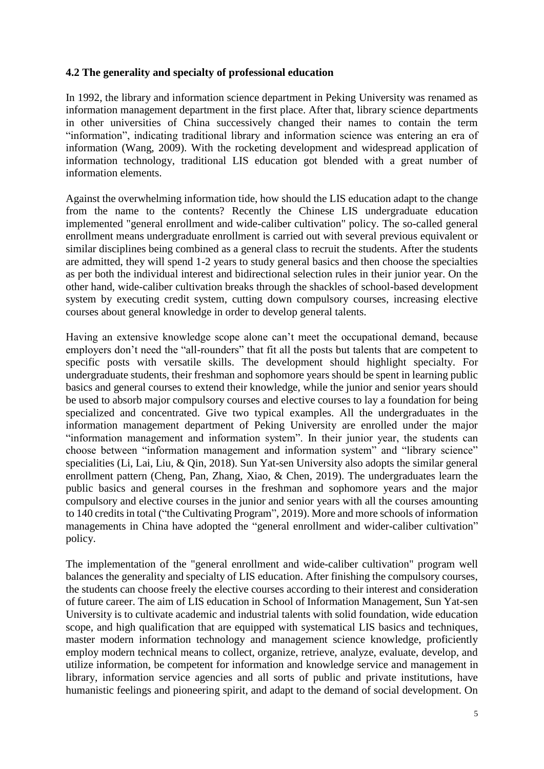### 4.2 The generality and specialty of professional education

In 1992, the library and information science department in Peking University was renamed as information management department in the first place. After that, library science departments in other universities of China successively changed their names to contain the term “information”, indicating traditional library and information science was entering an era of information (Wang, 2009). With the rocketing development and widespread application of information technology, traditional LIS education got blended with a great number of information elements.

Against the overwhelming information tide, how should the LIS education adapt to the change from the name to the contents? Recently the Chinese LIS undergraduate education implemented "general enrollment and wide-caliber cultivation" policy. The so-called general enrollment means undergraduate enrollment is carried out with several previous equivalent or similar disciplines being combined as a general class to recruit the students. After the students are admitted, they will spend 1-2 years to study general basics and then choose the specialties as per both the individual interest and bidirectional selection rules in their junior year. On the other hand, wide-caliber cultivation breaks through the shackles of school-based development system by executing credit system, cutting down compulsory courses, increasing elective courses about general knowledge in order to develop general talents.

Having an extensive knowledge scope alone can’t meet the occupational demand, because employers don’t need the “all-rounders” that fit all the posts but talents that are competent to specific posts with versatile skills. The development should highlight specialty. For undergraduate students, their freshman and sophomore years should be spent in learning public basics and general courses to extend their knowledge, while the junior and senior years should be used to absorb major compulsory courses and elective courses to lay a foundation for being specialized and concentrated. Give two typical examples. All the undergraduates in the information management department of Peking University are enrolled under the major “information management and information system”. In their junior year, the students can choose between “information management and information system” and “library science” specialities (Li, Lai, Liu, & Qin, 2018). Sun Yat-sen University also adopts the similar general enrollment pattern (Cheng, Pan, Zhang, Xiao, & Chen, 2019). The undergraduates learn the public basics and general courses in the freshman and sophomore years and the major compulsory and elective courses in the junior and senior years with all the courses amounting to 140 credits in total (“the Cultivating Program”, 2019). More and more schools of information managements in China have adopted the “general enrollment and wider-caliber cultivation” policy.

The implementation of the "general enrollment and wide-caliber cultivation" program well balances the generality and specialty of LIS education. After finishing the compulsory courses, the students can choose freely the elective courses according to their interest and consideration of future career. The aim of LIS education in School of Information Management, Sun Yat-sen University is to cultivate academic and industrial talents with solid foundation, wide education scope, and high qualification that are equipped with systematical LIS basics and techniques, master modern information technology and management science knowledge, proficiently employ modern technical means to collect, organize, retrieve, analyze, evaluate, develop, and utilize information, be competent for information and knowledge service and management in library, information service agencies and all sorts of public and private institutions, have humanistic feelings and pioneering spirit, and adapt to the demand of social development. On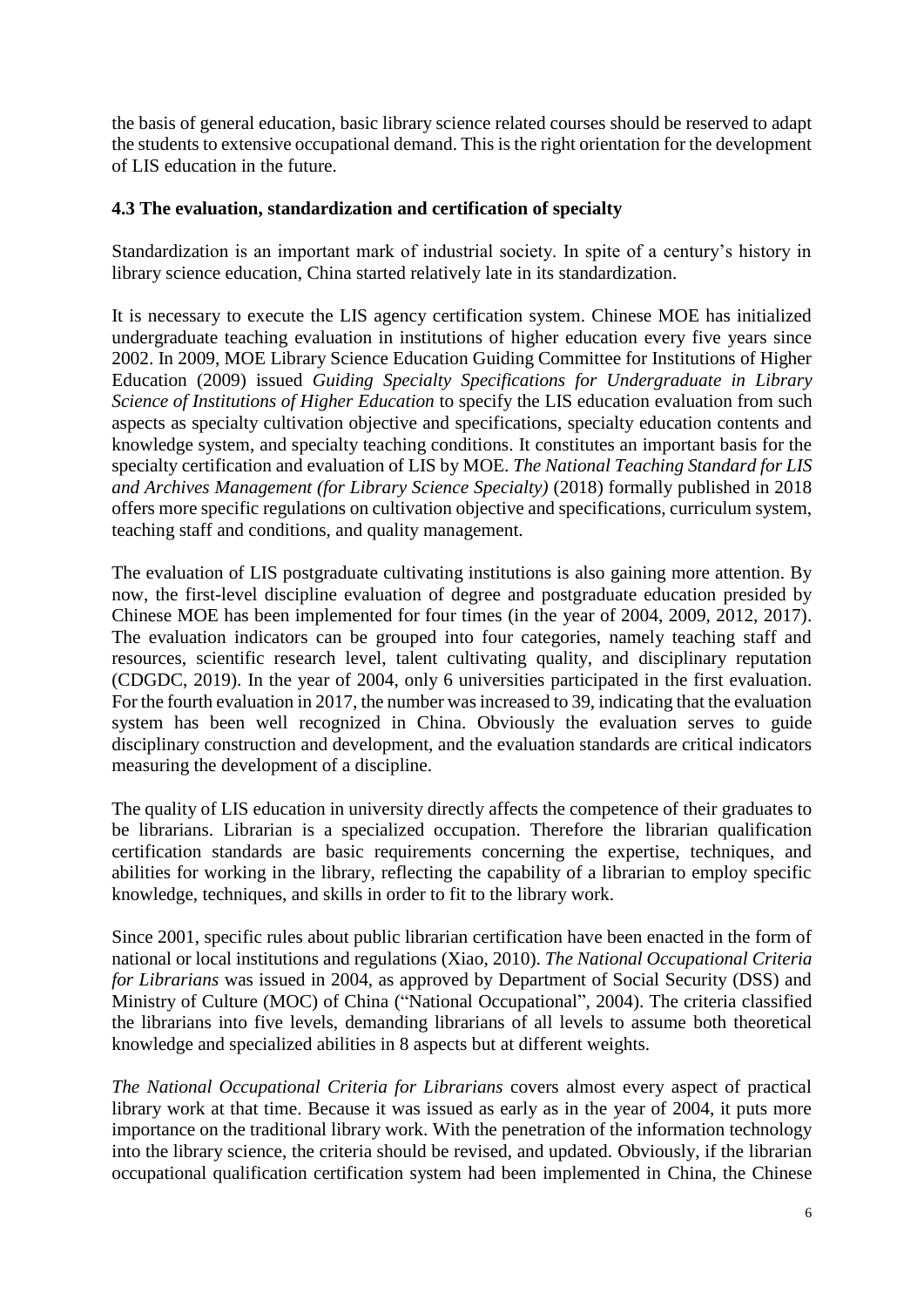the basis of general education, basic library science related courses should be reserved to adapt the students to extensive occupational demand. This is the right orientation for the development of LIS education in the future.

### 4.3 The evaluation, standardization and certification of specialty

Standardization is an important mark of industrial society. In spite of a century's history in library science education, China started relatively late in its standardization.

It is necessary to execute the LIS agency certification system. Chinese MOE has initialized undergraduate teaching evaluation in institutions of higher education every five years since 2002. In 2009, MOE Library Science Education Guiding Committee for Institutions of Higher Education (2009) issued *Guiding Specialty Specifications for Undergraduate in Library Science of Institutions of Higher Education* to specify the LIS education evaluation from such aspects as specialty cultivation objective and specifications, specialty education contents and knowledge system, and specialty teaching conditions. It constitutes an important basis for the specialty certification and evaluation of LIS by MOE. *The National Teaching Standard for LIS and Archives Management (for Library Science Specialty)* (2018) formally published in 2018 offers more specific regulations on cultivation objective and specifications, curriculum system, teaching staff and conditions, and quality management.

The evaluation of LIS postgraduate cultivating institutions is also gaining more attention. By now, the first-level discipline evaluation of degree and postgraduate education presided by Chinese MOE has been implemented for four times (in the year of 2004, 2009, 2012, 2017). The evaluation indicators can be grouped into four categories, namely teaching staff and resources, scientific research level, talent cultivating quality, and disciplinary reputation (CDGDC, 2019). In the year of 2004, only 6 universities participated in the first evaluation. For the fourth evaluation in 2017, the number was increased to 39, indicating that the evaluation system has been well recognized in China. Obviously the evaluation serves to guide disciplinary construction and development, and the evaluation standards are critical indicators measuring the development of a discipline.

The quality of LIS education in university directly affects the competence of their graduates to be librarians. Librarian is a specialized occupation. Therefore the librarian qualification certification standards are basic requirements concerning the expertise, techniques, and abilities for working in the library, reflecting the capability of a librarian to employ specific knowledge, techniques, and skills in order to fit to the library work.

Since 2001, specific rules about public librarian certification have been enacted in the form of national or local institutions and regulations (Xiao, 2010). *The National Occupational Criteria for Librarians* was issued in 2004, as approved by Department of Social Security (DSS) and Ministry of Culture (MOC) of China ("National Occupational", 2004). The criteria classified the librarians into five levels, demanding librarians of all levels to assume both theoretical knowledge and specialized abilities in 8 aspects but at different weights.

*The National Occupational Criteria for Librarians* covers almost every aspect of practical library work at that time. Because it was issued as early as in the year of 2004, it puts more importance on the traditional library work. With the penetration of the information technology into the library science, the criteria should be revised, and updated. Obviously, if the librarian occupational qualification certification system had been implemented in China, the Chinese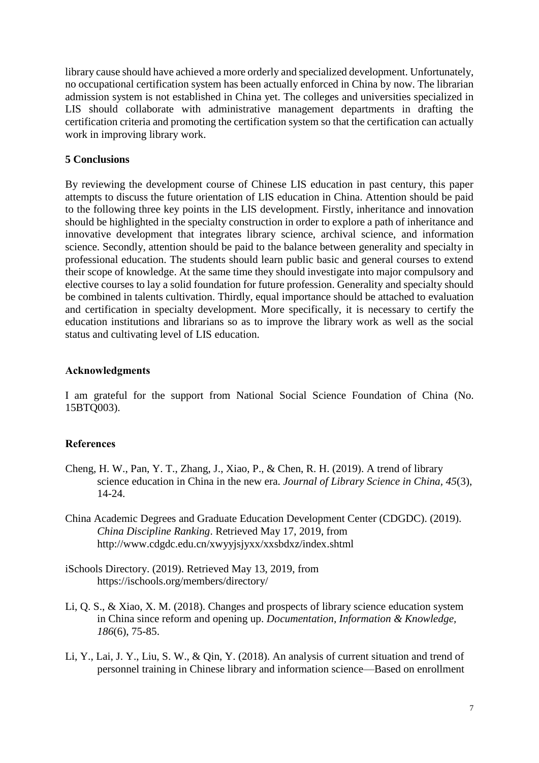library cause should have achieved a more orderly and specialized development. Unfortunately, no occupational certification system has been actually enforced in China by now. The librarian admission system is not established in China yet. The colleges and universities specialized in LIS should collaborate with administrative management departments in drafting the certification criteria and promoting the certification system so that the certification can actually work in improving library work.

## 5 Conclusions

By reviewing the development course of Chinese LIS education in past century, this paper attempts to discuss the future orientation of LIS education in China. Attention should be paid to the following three key points in the LIS development. Firstly, inheritance and innovation should be highlighted in the specialty construction in order to explore a path of inheritance and innovative development that integrates library science, archival science, and information science. Secondly, attention should be paid to the balance between generality and specialty in professional education. The students should learn public basic and general courses to extend their scope of knowledge. At the same time they should investigate into major compulsory and elective courses to lay a solid foundation for future profession. Generality and specialty should be combined in talents cultivation. Thirdly, equal importance should be attached to evaluation and certification in specialty development. More specifically, it is necessary to certify the education institutions and librarians so as to improve the library work as well as the social status and cultivating level of LIS education.

## Acknowledgments

I am grateful for the support from National Social Science Foundation of China (No. 15BTQ003).

## References

Cheng, H. W., Pan, Y. T., Zhang, J., Xiao, P., & Chen, R. H. (2019). A trend of library science education in China in the new era. *Journal of Library Science in China*, *45*(3), 14-24.

China Academic Degrees and Graduate Education Development Center (CDGDC). (2019). *China Discipline Ranking*. Retrieved May 17, 2019, from http://www.cdgdc.edu.cn/xwyyjsjyxx/xxsbdxz/index.shtml

iSchools Directory. (2019). Retrieved May 13, 2019, from https://ischools.org/members/directory/

Li, Q. S., & Xiao, X. M. (2018). Changes and prospects of library science education system in China since reform and opening up. *Documentation, Information & Knowledge, 186*(6), 75-85.

Li, Y., Lai, J. Y., Liu, S. W., & Qin, Y. (2018). An analysis of current situation and trend of personnel training in Chinese library and information science—Based on enrollment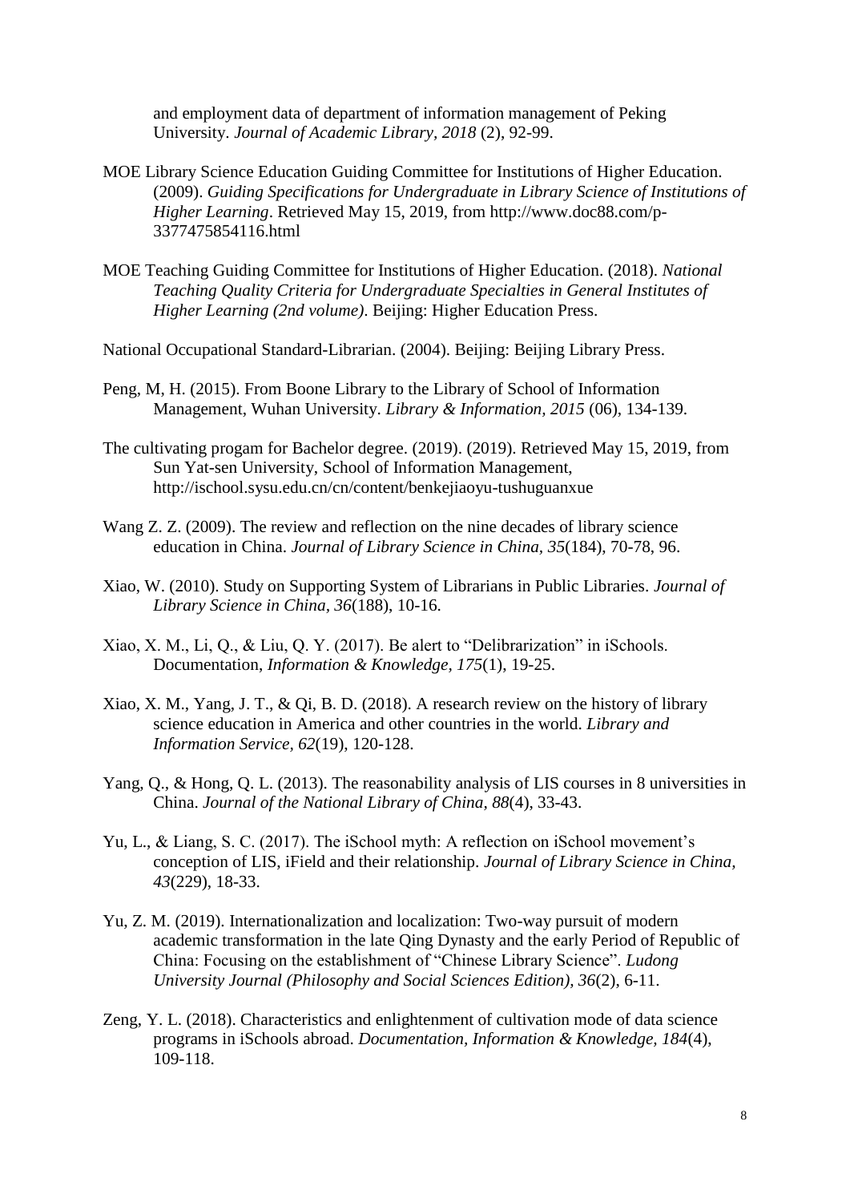and employment data of department of information management of Peking University. *Journal of Academic Library, 2018* (2), 92-99.

MOE Library Science Education Guiding Committee for Institutions of Higher Education. (2009). *Guiding Specifications for Undergraduate in Library Science of Institutions of Higher Learning*. Retrieved May 15, 2019, from http://www.doc88.com/p-3377475854116.html

MOE Teaching Guiding Committee for Institutions of Higher Education. (2018). *National Teaching Quality Criteria for Undergraduate Specialties in General Institutes of Higher Learning (2nd volume)*. Beijing: Higher Education Press.

National Occupational Standard-Librarian. (2004). Beijing: Beijing Library Press.

Peng, M, H. (2015). From Boone Library to the Library of School of Information Management, Wuhan University. *Library & Information, 2015* (06), 134-139.

The cultivating progam for Bachelor degree. (2019). (2019). Retrieved May 15, 2019, from Sun Yat-sen University, School of Information Management, http://ischool.sysu.edu.cn/cn/content/benkejiaoyu-tushuguanxue

Wang Z. Z. (2009). The review and reflection on the nine decades of library science education in China. *Journal of Library Science in China, 35*(184), 70-78, 96.

Xiao, W. (2010). Study on Supporting System of Librarians in Public Libraries. *Journal of Library Science in China, 36*(188), 10-16.

Xiao, X. M., Li, Q., & Liu, Q. Y. (2017). Be alert to "Delibrarization" in iSchools. Documentation, *Information & Knowledge, 175*(1), 19-25.

Xiao, X. M., Yang, J. T., & Qi, B. D. (2018). A research review on the history of library science education in America and other countries in the world. *Library and Information Service, 62*(19), 120-128.

Yang, Q., & Hong, Q. L. (2013). The reasonability analysis of LIS courses in 8 universities in China. *Journal of the National Library of China, 88*(4), 33-43.

Yu, L., & Liang, S. C. (2017). The iSchool myth: A reflection on iSchool movement's conception of LIS, iField and their relationship. *Journal of Library Science in China, 43*(229), 18-33.

Yu, Z. M. (2019). Internationalization and localization: Two-way pursuit of modern academic transformation in the late Qing Dynasty and the early Period of Republic of China: Focusing on the establishment of "Chinese Library Science". *Ludong University Journal (Philosophy and Social Sciences Edition), 36*(2), 6-11.

Zeng, Y. L. (2018). Characteristics and enlightenment of cultivation mode of data science programs in iSchools abroad. *Documentation, Information & Knowledge, 184*(4), 109-118.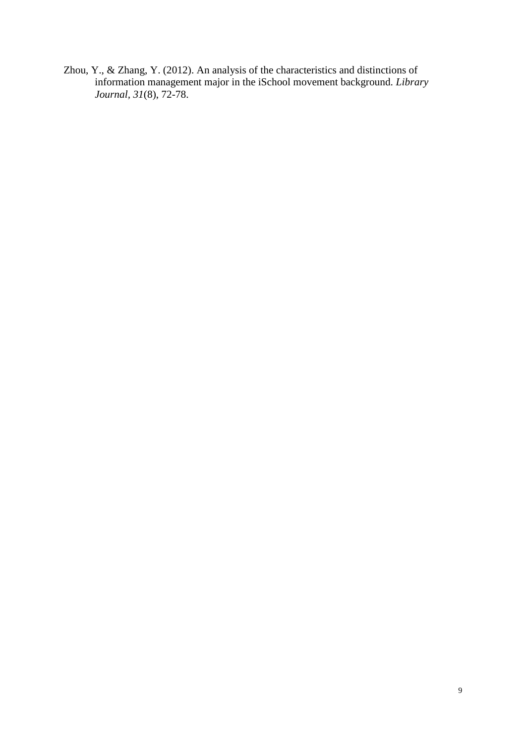Zhou, Y., & Zhang, Y. (2012). An analysis of the characteristics and distinctions of information management major in the iSchool movement background. *Library Journal*, *31*(8), 72-78.